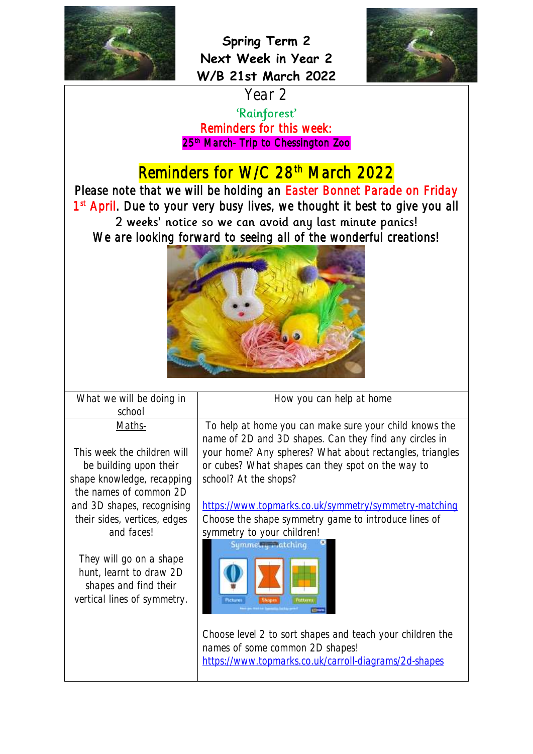# Spring Term 2
# Next Week in Year 2
# W/B 21st March 2022

## Year 2

'Rainforest'

**Reminders for this week:**

**25th March- Trip to Chessington Zoo**

## Reminders for W/C 28th March 2022

Please note that we will be holding an Easter Bonnet Parade on Friday 1st April. Due to your very busy lives, we thought it best to give you all 2 weeks' notice so we can avoid any last minute panics!

We are looking forward to seeing all of the wonderful creations!

| What we will be doing in school | How you can help at home |
|---|---|
| Maths-<br><br>This week the children will be building upon their shape knowledge, recapping the names of common 2D and 3D shapes, recognising their sides, vertices, edges and faces!<br><br>They will go on a shape hunt, learnt to draw 2D shapes and find their vertical lines of symmetry. | To help at home you can make sure your child knows the name of 2D and 3D shapes. Can they find any circles in your home? Any spheres? What about rectangles, triangles or cubes? What shapes can they spot on the way to school? At the shops?<br><br>https://www.topmarks.co.uk/symmetry/symmetry-matching<br>Choose the shape symmetry game to introduce lines of symmetry to your children!<br><br>Choose level 2 to sort shapes and teach your children the names of some common 2D shapes!<br>https://www.topmarks.co.uk/carroll-diagrams/2d-shapes |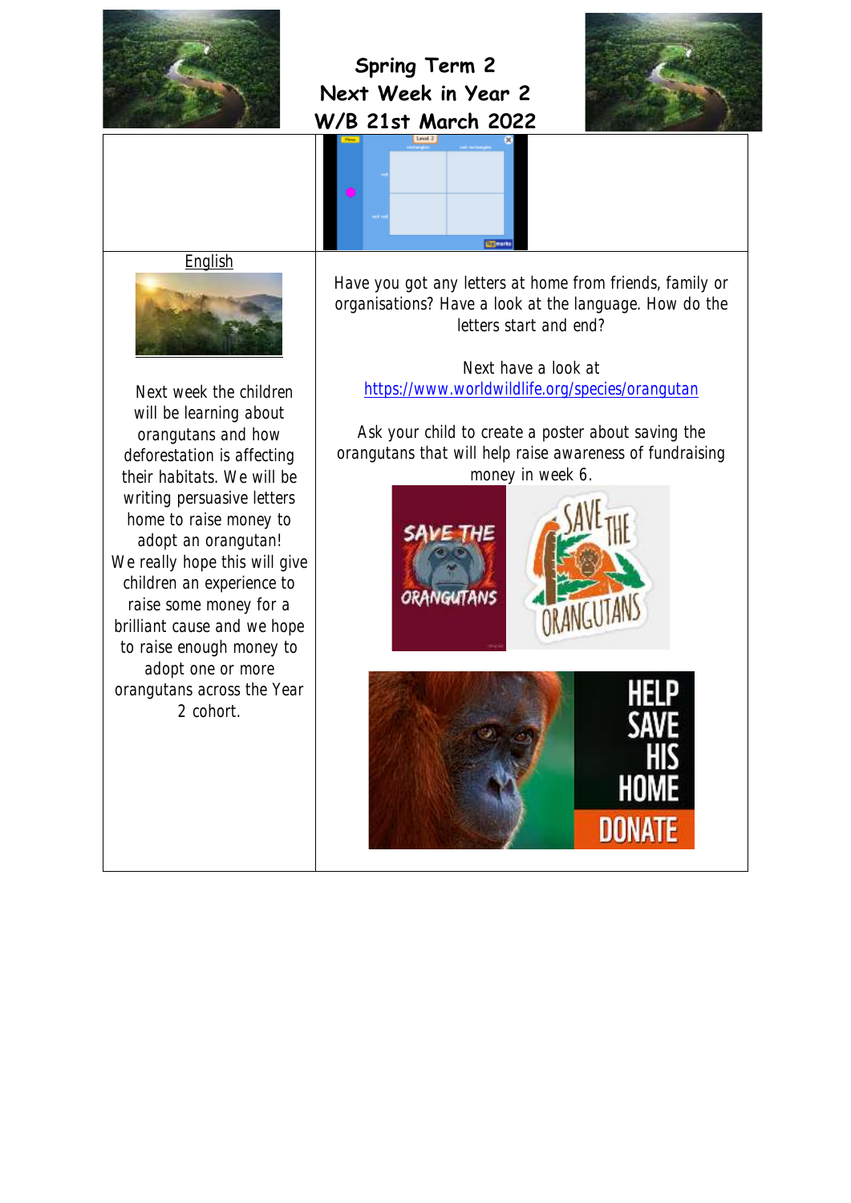# Spring Term 2
# Next Week in Year 2
# W/B 21st March 2022

## English

Next week the children will be learning about orangutans and how deforestation is affecting their habitats. We will be writing persuasive letters home to raise money to adopt an orangutan! We really hope this will give children an experience to raise some money for a brilliant cause and we hope to raise enough money to adopt one or more orangutans across the Year 2 cohort.

Have you got any letters at home from friends, family or organisations? Have a look at the language. How do the letters start and end?

Next have a look at
https://www.worldwildlife.org/species/orangutan

Ask your child to create a poster about saving the orangutans that will help raise awareness of fundraising money in week 6.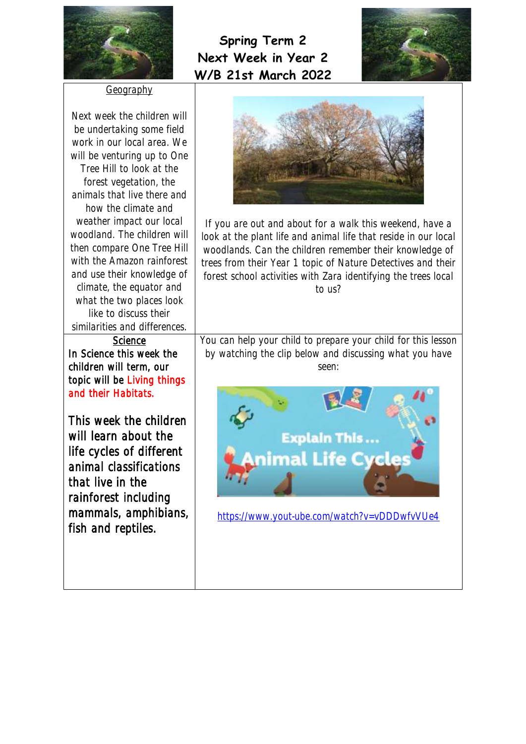# Spring Term 2
# Next Week in Year 2
# W/B 21st March 2022

| Geography | |
|---|---|
| Next week the children will be undertaking some field work in our local area. We will be venturing up to One Tree Hill to look at the forest vegetation, the animals that live there and how the climate and weather impact our local woodland. The children will then compare One Tree Hill with the Amazon rainforest and use their knowledge of climate, the equator and what the two places look like to discuss their similarities and differences. | If you are out and about for a walk this weekend, have a look at the plant life and animal life that reside in our local woodlands. Can the children remember their knowledge of trees from their Year 1 topic of Nature Detectives and their forest school activities with Zara identifying the trees local to us? |
| **Science**<br>In Science this week the children will term, our topic will be Living things and their Habitats.<br><br>This week the children will learn about the life cycles of different animal classifications that live in the rainforest including mammals, amphibians, fish and reptiles. | You can help your child to prepare your child for this lesson by watching the clip below and discussing what you have seen:<br><br>Explain This... Animal Life Cycles<br><br>https://www.yout-ube.com/watch?v=vDDDwfvVUe4 |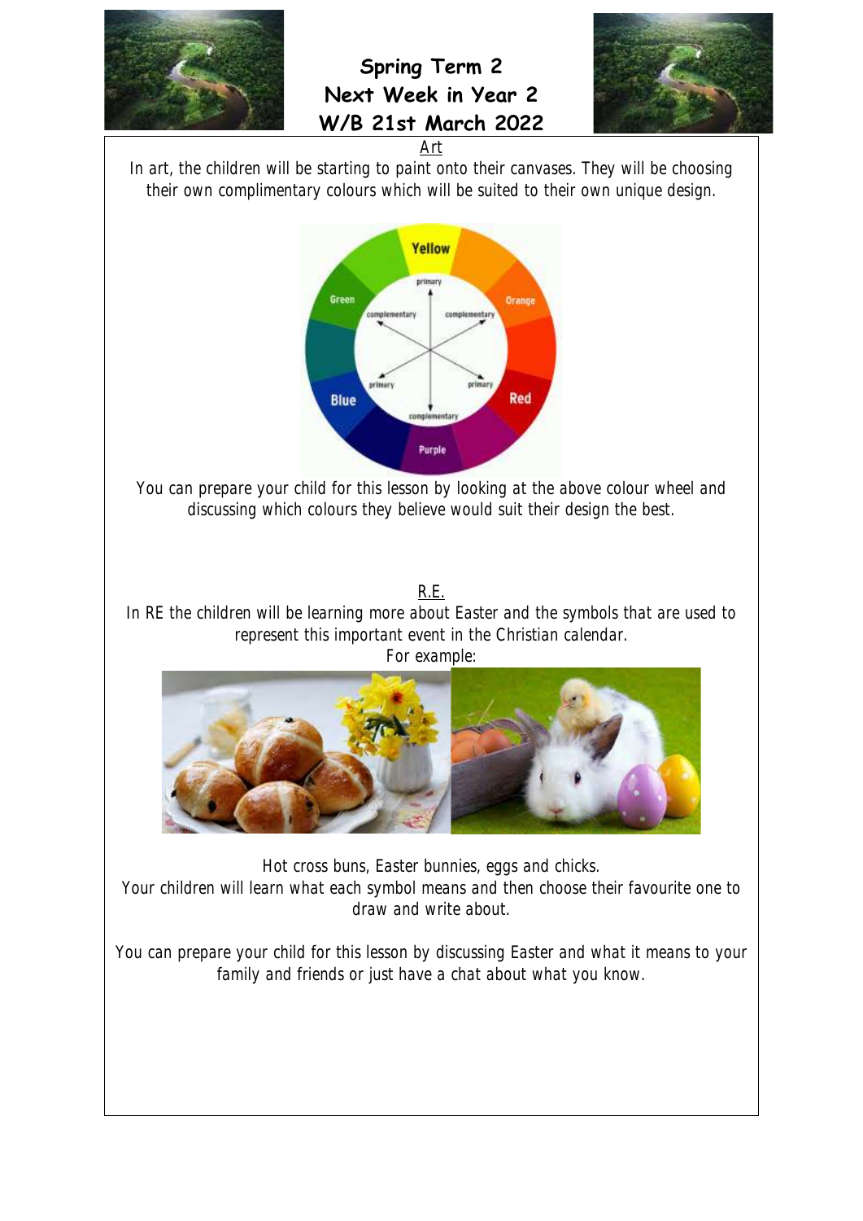# Spring Term 2
# Next Week in Year 2
# W/B 21st March 2022

## Art

In art, the children will be starting to paint onto their canvases. They will be choosing their own complimentary colours which will be suited to their own unique design.

You can prepare your child for this lesson by looking at the above colour wheel and discussing which colours they believe would suit their design the best.

## R.E.

In RE the children will be learning more about Easter and the symbols that are used to represent this important event in the Christian calendar.

For example:

Hot cross buns, Easter bunnies, eggs and chicks.

Your children will learn what each symbol means and then choose their favourite one to draw and write about.

You can prepare your child for this lesson by discussing Easter and what it means to your family and friends or just have a chat about what you know.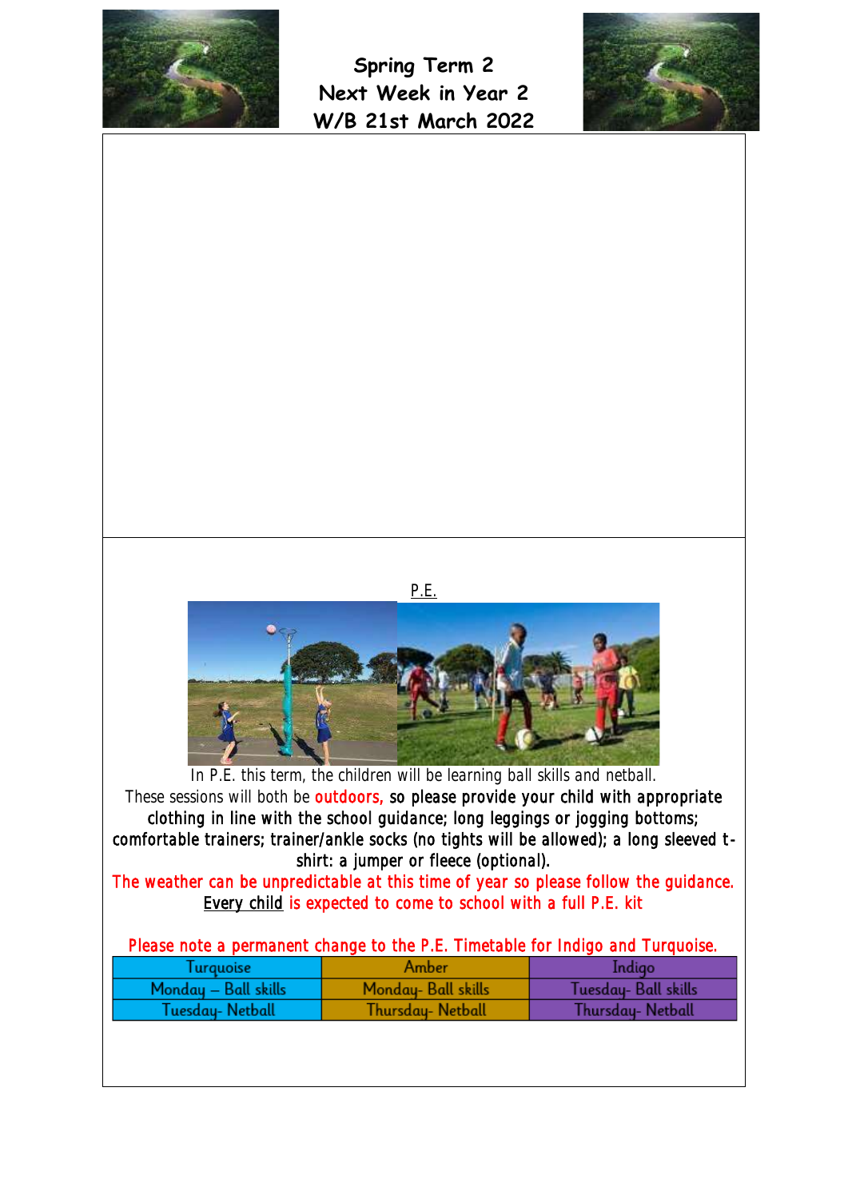# Spring Term 2
# Next Week in Year 2
# W/B 21st March 2022

P.E.

In P.E. this term, the children will be learning ball skills and netball.
These sessions will both be outdoors, so please provide your child with appropriate clothing in line with the school guidance; long leggings or jogging bottoms; comfortable trainers; trainer/ankle socks (no tights will be allowed); a long sleeved t-shirt: a jumper or fleece (optional).
The weather can be unpredictable at this time of year so please follow the guidance.
Every child is expected to come to school with a full P.E. kit

Please note a permanent change to the P.E. Timetable for Indigo and Turquoise.

| Turquoise | Amber | Indigo |
|---|---|---|
| Monday – Ball skills | Monday- Ball skills | Tuesday- Ball skills |
| Tuesday- Netball | Thursday- Netball | Thursday- Netball |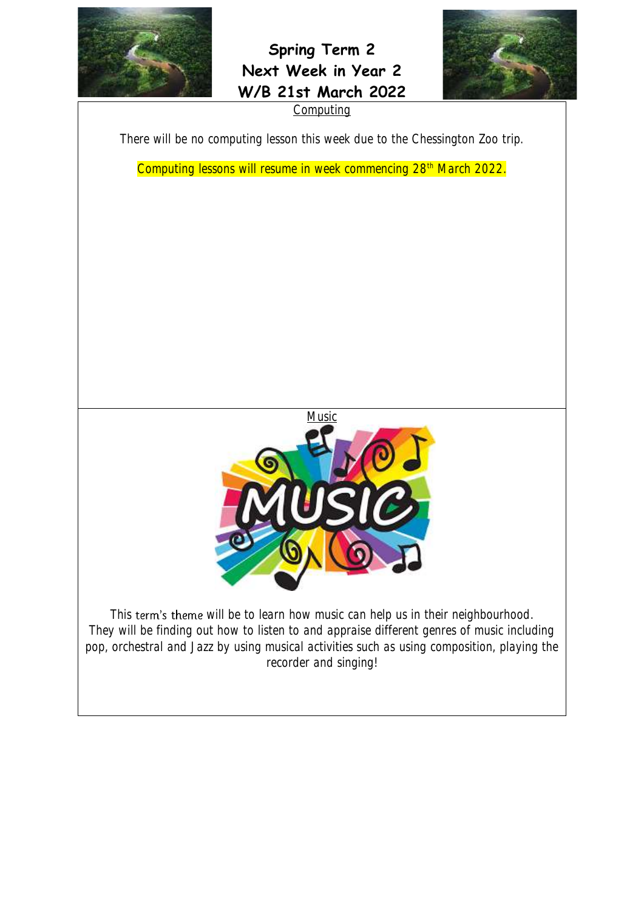# Spring Term 2
# Next Week in Year 2
# W/B 21st March 2022

## Computing

There will be no computing lesson this week due to the Chessington Zoo trip.

Computing lessons will resume in week commencing 28th March 2022.

## Music

This term's theme will be to learn how music can help us in their neighbourhood. They will be finding out how to listen to and appraise different genres of music including pop, orchestral and Jazz by using musical activities such as using composition, playing the recorder and singing!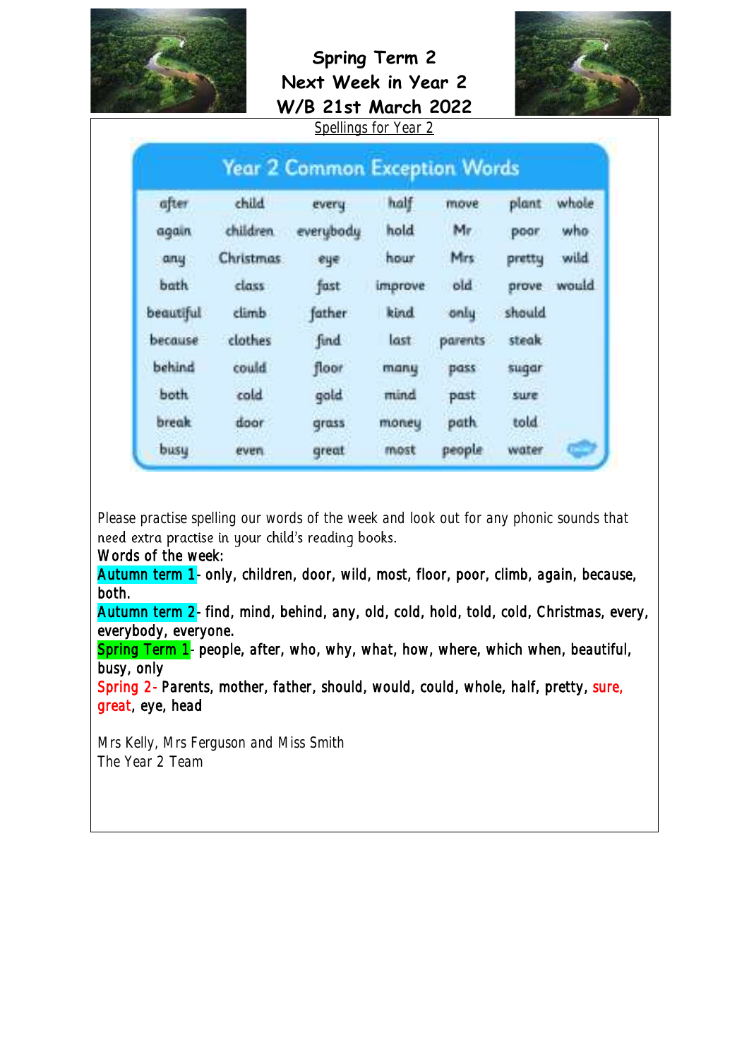# Spring Term 2
# Next Week in Year 2
# W/B 21st March 2022

Spellings for Year 2

**Year 2 Common Exception Words**

| | | | | | | |
|---|---|---|---|---|---|---|
| after | child | every | half | move | plant | whole |
| again | children | everybody | hold | Mr | poor | who |
| any | Christmas | eye | hour | Mrs | pretty | wild |
| bath | class | fast | improve | old | prove | would |
| beautiful | climb | father | kind | only | should | |
| because | clothes | find | last | parents | steak | |
| behind | could | floor | many | pass | sugar | |
| both | cold | gold | mind | past | sure | |
| break | door | grass | money | path | told | |
| busy | even | great | most | people | water | |

Please practise spelling our words of the week and look out for any phonic sounds that need extra practise in your child's reading books.

Words of the week:

Autumn term 1- only, children, door, wild, most, floor, poor, climb, again, because, both.

Autumn term 2- find, mind, behind, any, old, cold, hold, told, cold, Christmas, every, everybody, everyone.

Spring Term 1- people, after, who, why, what, how, where, which when, beautiful, busy, only

Spring 2- Parents, mother, father, should, would, could, whole, half, pretty, sure, great, eye, head

Mrs Kelly, Mrs Ferguson and Miss Smith
The Year 2 Team